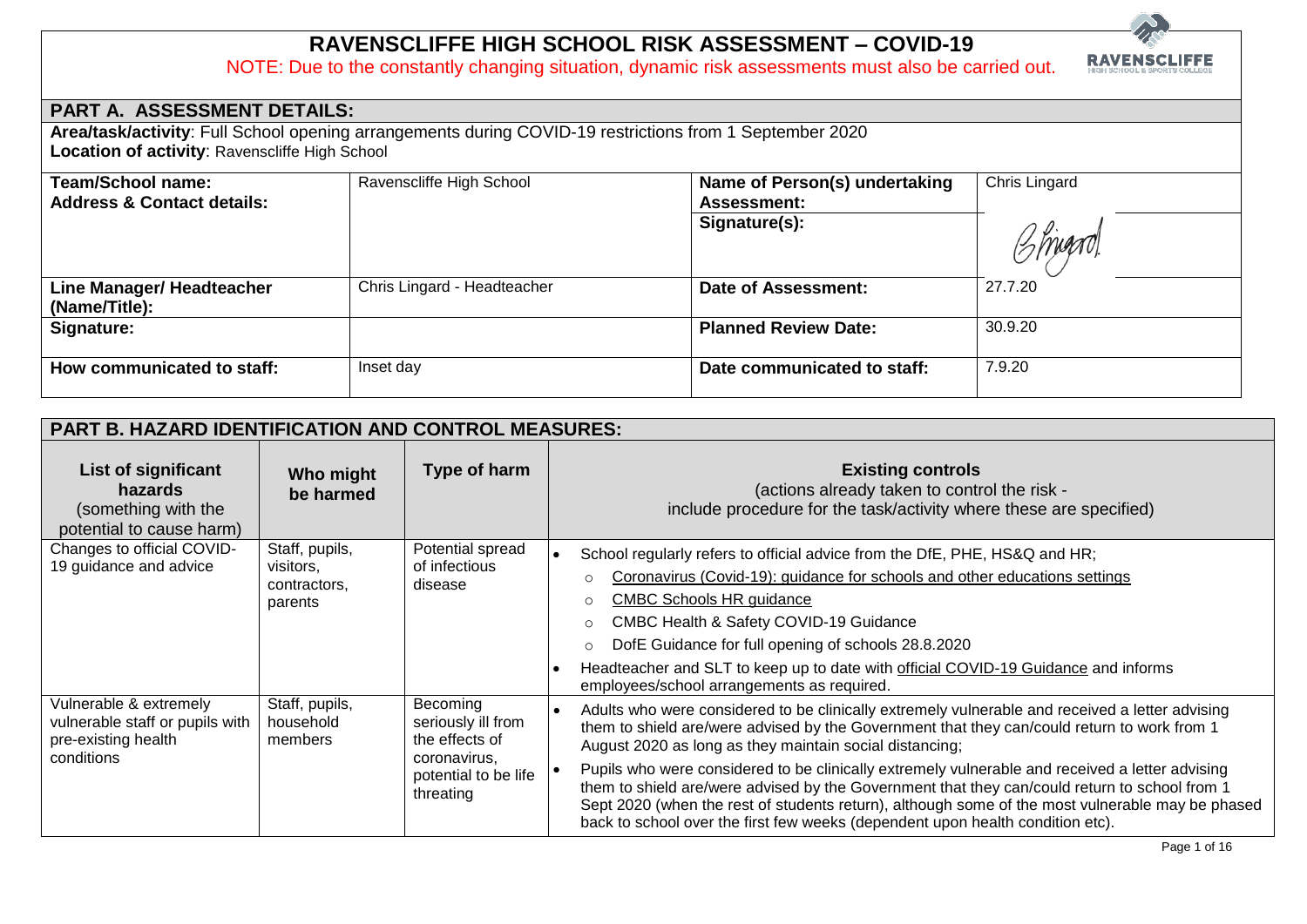# RAVENSCLIFFE HIGH SCHOOL RISK ASSESSMENT – COVID-19

NOTE: Due to the constantly changing situation, dynamic risk assessments must also be carried out.

## PART A. ASSESSMENT DETAILS:

**Area/task/activity**: Full School opening arrangements during COVID-19 restrictions from 1 September 2020

**Location of activity**: Ravenscliffe High School

| **Team/School name: Address & Contact details:** | Ravenscliffe High School | **Name of Person(s) undertaking Assessment:** | Chris Lingard |
|---|---|---|---|
| | | **Signature(s):** | C Lingard |
| **Line Manager/ Headteacher (Name/Title):** | Chris Lingard - Headteacher | **Date of Assessment:** | 27.7.20 |
| **Signature:** | | **Planned Review Date:** | 30.9.20 |
| **How communicated to staff:** | Inset day | **Date communicated to staff:** | 7.9.20 |

## PART B. HAZARD IDENTIFICATION AND CONTROL MEASURES:

| **List of significant hazards** (something with the potential to cause harm) | **Who might be harmed** | **Type of harm** | **Existing controls** (actions already taken to control the risk - include procedure for the task/activity where these are specified) |
|---|---|---|---|
| Changes to official COVID-19 guidance and advice | Staff, pupils, visitors, contractors, parents | Potential spread of infectious disease | • School regularly refers to official advice from the DfE, PHE, HS&Q and HR;<br>&nbsp;&nbsp;○ Coronavirus (Covid-19): guidance for schools and other educations settings<br>&nbsp;&nbsp;○ CMBC Schools HR guidance<br>&nbsp;&nbsp;○ CMBC Health & Safety COVID-19 Guidance<br>&nbsp;&nbsp;○ DofE Guidance for full opening of schools 28.8.2020<br>• Headteacher and SLT to keep up to date with official COVID-19 Guidance and informs employees/school arrangements as required. |
| Vulnerable & extremely vulnerable staff or pupils with pre-existing health conditions | Staff, pupils, household members | Becoming seriously ill from the effects of coronavirus, potential to be life threating | • Adults who were considered to be clinically extremely vulnerable and received a letter advising them to shield are/were advised by the Government that they can/could return to work from 1 August 2020 as long as they maintain social distancing;<br>• Pupils who were considered to be clinically extremely vulnerable and received a letter advising them to shield are/were advised by the Government that they can/could return to school from 1 Sept 2020 (when the rest of students return), although some of the most vulnerable may be phased back to school over the first few weeks (dependent upon health condition etc). |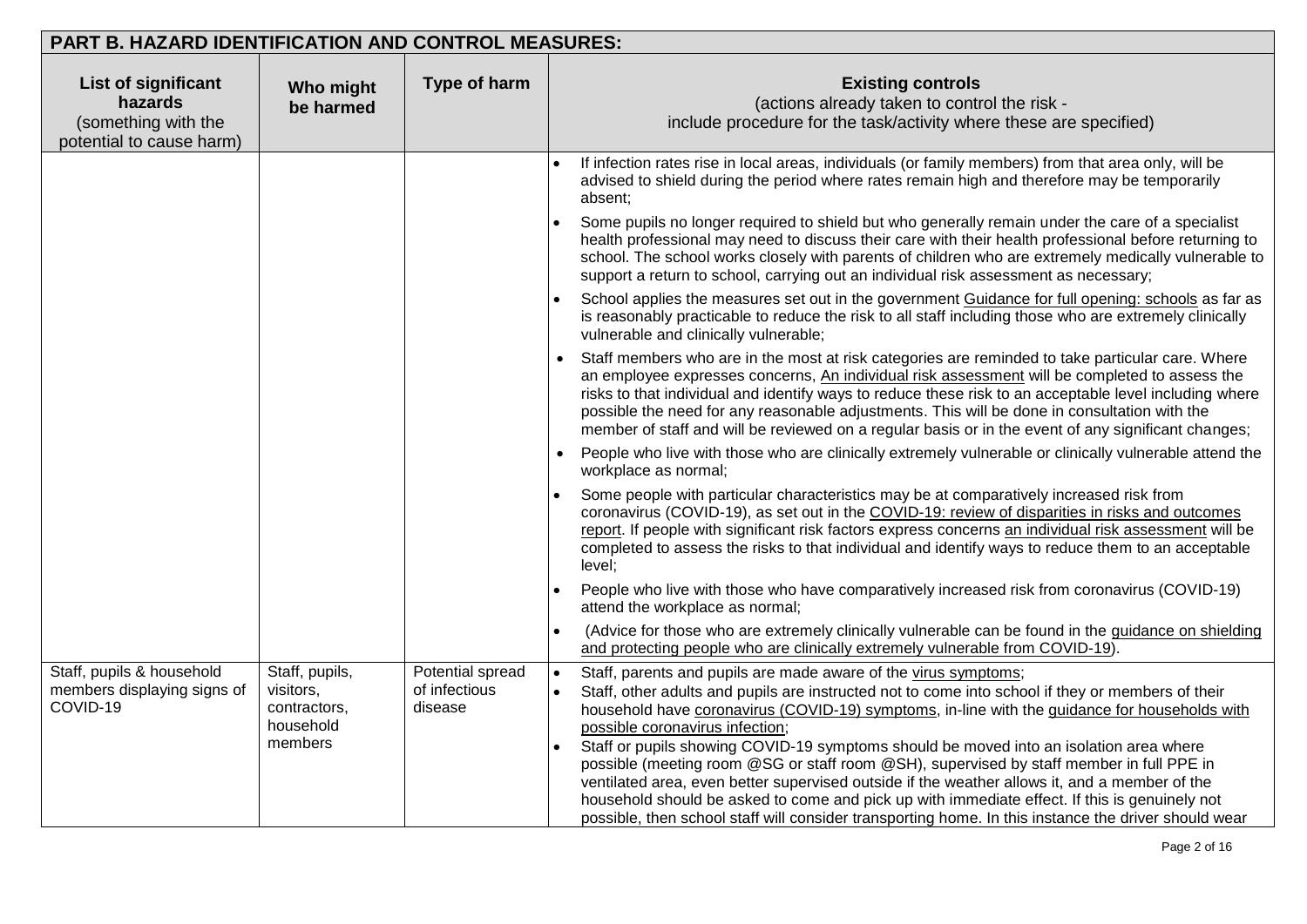## PART B. HAZARD IDENTIFICATION AND CONTROL MEASURES:

| List of significant hazards (something with the potential to cause harm) | Who might be harmed | Type of harm | Existing controls (actions already taken to control the risk - include procedure for the task/activity where these are specified) |
|---|---|---|---|
| | | | • If infection rates rise in local areas, individuals (or family members) from that area only, will be advised to shield during the period where rates remain high and therefore may be temporarily absent;<br>• Some pupils no longer required to shield but who generally remain under the care of a specialist health professional may need to discuss their care with their health professional before returning to school. The school works closely with parents of children who are extremely medically vulnerable to support a return to school, carrying out an individual risk assessment as necessary;<br>• School applies the measures set out in the government Guidance for full opening: schools as far as is reasonably practicable to reduce the risk to all staff including those who are extremely clinically vulnerable and clinically vulnerable;<br>• Staff members who are in the most at risk categories are reminded to take particular care. Where an employee expresses concerns, An individual risk assessment will be completed to assess the risks to that individual and identify ways to reduce these risk to an acceptable level including where possible the need for any reasonable adjustments. This will be done in consultation with the member of staff and will be reviewed on a regular basis or in the event of any significant changes;<br>• People who live with those who are clinically extremely vulnerable or clinically vulnerable attend the workplace as normal;<br>• Some people with particular characteristics may be at comparatively increased risk from coronavirus (COVID-19), as set out in the COVID-19: review of disparities in risks and outcomes report. If people with significant risk factors express concerns an individual risk assessment will be completed to assess the risks to that individual and identify ways to reduce them to an acceptable level;<br>• People who live with those who have comparatively increased risk from coronavirus (COVID-19) attend the workplace as normal;<br>• (Advice for those who are extremely clinically vulnerable can be found in the guidance on shielding and protecting people who are clinically extremely vulnerable from COVID-19). |
| Staff, pupils & household members displaying signs of COVID-19 | Staff, pupils, visitors, contractors, household members | Potential spread of infectious disease | • Staff, parents and pupils are made aware of the virus symptoms;<br>• Staff, other adults and pupils are instructed not to come into school if they or members of their household have coronavirus (COVID-19) symptoms, in-line with the guidance for households with possible coronavirus infection;<br>• Staff or pupils showing COVID-19 symptoms should be moved into an isolation area where possible (meeting room @SG or staff room @SH), supervised by staff member in full PPE in ventilated area, even better supervised outside if the weather allows it, and a member of the household should be asked to come and pick up with immediate effect. If this is genuinely not possible, then school staff will consider transporting home. In this instance the driver should wear |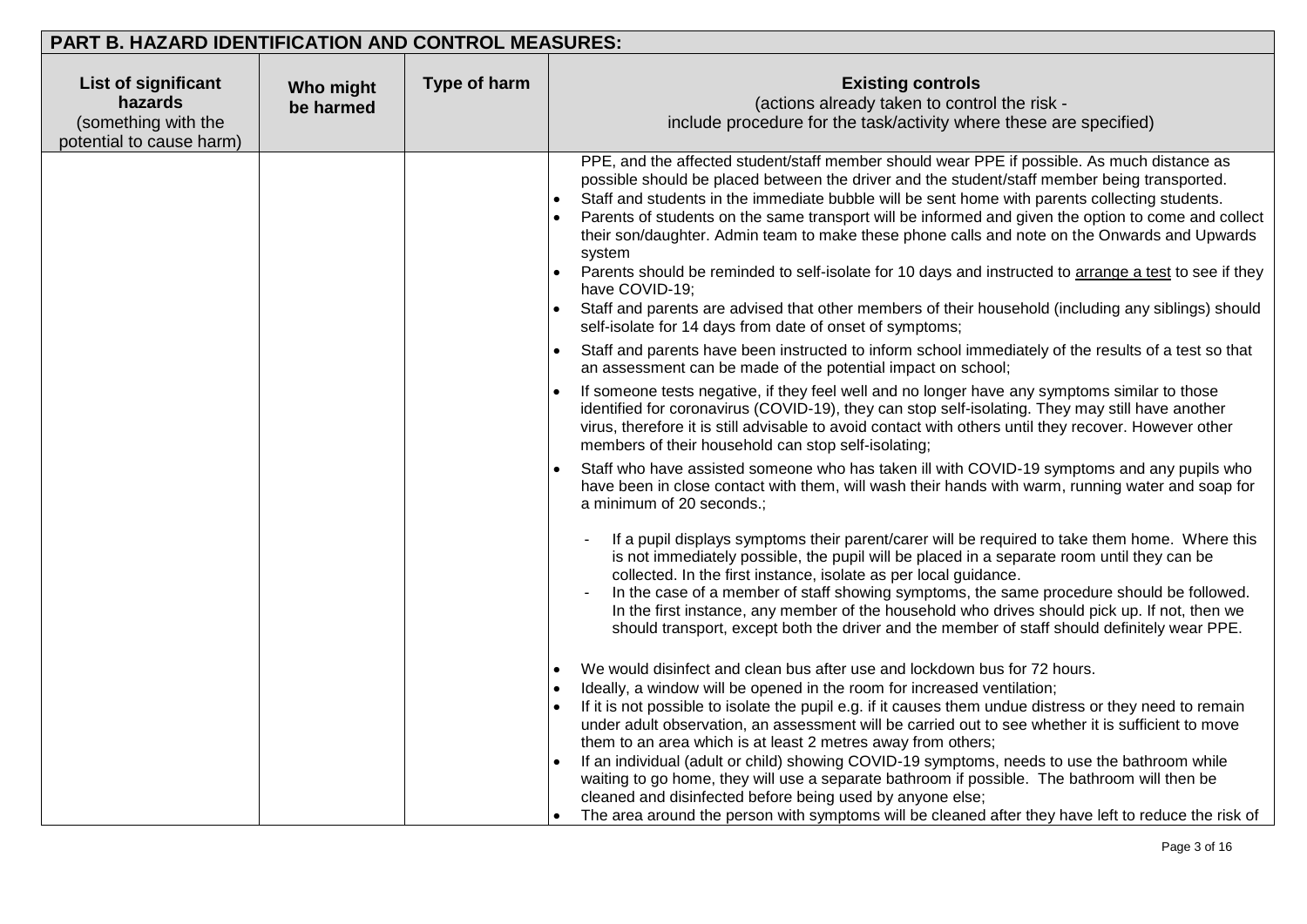## PART B. HAZARD IDENTIFICATION AND CONTROL MEASURES:

| List of significant hazards (something with the potential to cause harm) | Who might be harmed | Type of harm | Existing controls (actions already taken to control the risk - include procedure for the task/activity where these are specified) |
|---|---|---|---|
| | | | PPE, and the affected student/staff member should wear PPE if possible. As much distance as possible should be placed between the driver and the student/staff member being transported.<br>• Staff and students in the immediate bubble will be sent home with parents collecting students.<br>• Parents of students on the same transport will be informed and given the option to come and collect their son/daughter. Admin team to make these phone calls and note on the Onwards and Upwards system<br>• Parents should be reminded to self-isolate for 10 days and instructed to arrange a test to see if they have COVID-19;<br>• Staff and parents are advised that other members of their household (including any siblings) should self-isolate for 14 days from date of onset of symptoms;<br>• Staff and parents have been instructed to inform school immediately of the results of a test so that an assessment can be made of the potential impact on school;<br>• If someone tests negative, if they feel well and no longer have any symptoms similar to those identified for coronavirus (COVID-19), they can stop self-isolating. They may still have another virus, therefore it is still advisable to avoid contact with others until they recover. However other members of their household can stop self-isolating;<br>• Staff who have assisted someone who has taken ill with COVID-19 symptoms and any pupils who have been in close contact with them, will wash their hands with warm, running water and soap for a minimum of 20 seconds.;<br>- If a pupil displays symptoms their parent/carer will be required to take them home. Where this is not immediately possible, the pupil will be placed in a separate room until they can be collected. In the first instance, isolate as per local guidance.<br>- In the case of a member of staff showing symptoms, the same procedure should be followed. In the first instance, any member of the household who drives should pick up. If not, then we should transport, except both the driver and the member of staff should definitely wear PPE.<br>• We would disinfect and clean bus after use and lockdown bus for 72 hours.<br>• Ideally, a window will be opened in the room for increased ventilation;<br>• If it is not possible to isolate the pupil e.g. if it causes them undue distress or they need to remain under adult observation, an assessment will be carried out to see whether it is sufficient to move them to an area which is at least 2 metres away from others;<br>• If an individual (adult or child) showing COVID-19 symptoms, needs to use the bathroom while waiting to go home, they will use a separate bathroom if possible. The bathroom will then be cleaned and disinfected before being used by anyone else;<br>• The area around the person with symptoms will be cleaned after they have left to reduce the risk of |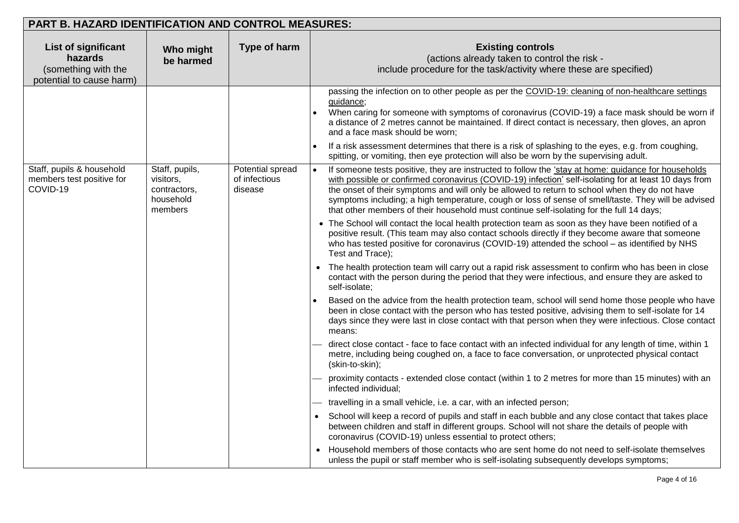## PART B. HAZARD IDENTIFICATION AND CONTROL MEASURES:

| List of significant hazards (something with the potential to cause harm) | Who might be harmed | Type of harm | Existing controls (actions already taken to control the risk - include procedure for the task/activity where these are specified) |
|---|---|---|---|
| | | | passing the infection on to other people as per the COVID-19: cleaning of non-healthcare settings guidance;<br>• When caring for someone with symptoms of coronavirus (COVID-19) a face mask should be worn if a distance of 2 metres cannot be maintained. If direct contact is necessary, then gloves, an apron and a face mask should be worn;<br>• If a risk assessment determines that there is a risk of splashing to the eyes, e.g. from coughing, spitting, or vomiting, then eye protection will also be worn by the supervising adult. |
| Staff, pupils & household members test positive for COVID-19 | Staff, pupils, visitors, contractors, household members | Potential spread of infectious disease | • If someone tests positive, they are instructed to follow the 'stay at home: guidance for households with possible or confirmed coronavirus (COVID-19) infection' self-isolating for at least 10 days from the onset of their symptoms and will only be allowed to return to school when they do not have symptoms including; a high temperature, cough or loss of sense of smell/taste. They will be advised that other members of their household must continue self-isolating for the full 14 days;<br>• The School will contact the local health protection team as soon as they have been notified of a positive result. (This team may also contact schools directly if they become aware that someone who has tested positive for coronavirus (COVID-19) attended the school – as identified by NHS Test and Trace);<br>• The health protection team will carry out a rapid risk assessment to confirm who has been in close contact with the person during the period that they were infectious, and ensure they are asked to self-isolate;<br>• Based on the advice from the health protection team, school will send home those people who have been in close contact with the person who has tested positive, advising them to self-isolate for 14 days since they were last in close contact with that person when they were infectious. Close contact means:<br>— direct close contact - face to face contact with an infected individual for any length of time, within 1 metre, including being coughed on, a face to face conversation, or unprotected physical contact (skin-to-skin);<br>— proximity contacts - extended close contact (within 1 to 2 metres for more than 15 minutes) with an infected individual;<br>— travelling in a small vehicle, i.e. a car, with an infected person;<br>• School will keep a record of pupils and staff in each bubble and any close contact that takes place between children and staff in different groups. School will not share the details of people with coronavirus (COVID-19) unless essential to protect others;<br>• Household members of those contacts who are sent home do not need to self-isolate themselves unless the pupil or staff member who is self-isolating subsequently develops symptoms; |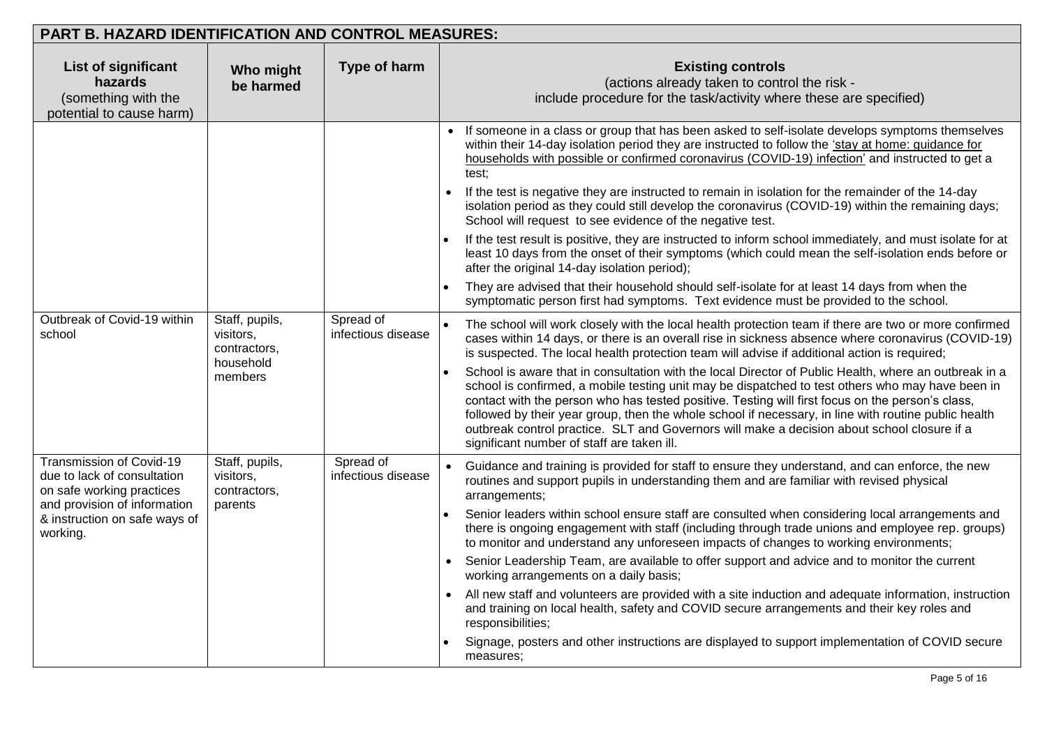## PART B. HAZARD IDENTIFICATION AND CONTROL MEASURES:

| List of significant hazards (something with the potential to cause harm) | Who might be harmed | Type of harm | Existing controls (actions already taken to control the risk - include procedure for the task/activity where these are specified) |
|---|---|---|---|
| | | | • If someone in a class or group that has been asked to self-isolate develops symptoms themselves within their 14-day isolation period they are instructed to follow the 'stay at home: guidance for households with possible or confirmed coronavirus (COVID-19) infection' and instructed to get a test;<br>• If the test is negative they are instructed to remain in isolation for the remainder of the 14-day isolation period as they could still develop the coronavirus (COVID-19) within the remaining days; School will request to see evidence of the negative test.<br>• If the test result is positive, they are instructed to inform school immediately, and must isolate for at least 10 days from the onset of their symptoms (which could mean the self-isolation ends before or after the original 14-day isolation period);<br>• They are advised that their household should self-isolate for at least 14 days from when the symptomatic person first had symptoms. Text evidence must be provided to the school. |
| Outbreak of Covid-19 within school | Staff, pupils, visitors, contractors, household members | Spread of infectious disease | • The school will work closely with the local health protection team if there are two or more confirmed cases within 14 days, or there is an overall rise in sickness absence where coronavirus (COVID-19) is suspected. The local health protection team will advise if additional action is required;<br>• School is aware that in consultation with the local Director of Public Health, where an outbreak in a school is confirmed, a mobile testing unit may be dispatched to test others who may have been in contact with the person who has tested positive. Testing will first focus on the person's class, followed by their year group, then the whole school if necessary, in line with routine public health outbreak control practice. SLT and Governors will make a decision about school closure if a significant number of staff are taken ill. |
| Transmission of Covid-19 due to lack of consultation on safe working practices and provision of information & instruction on safe ways of working. | Staff, pupils, visitors, contractors, parents | Spread of infectious disease | • Guidance and training is provided for staff to ensure they understand, and can enforce, the new routines and support pupils in understanding them and are familiar with revised physical arrangements;<br>• Senior leaders within school ensure staff are consulted when considering local arrangements and there is ongoing engagement with staff (including through trade unions and employee rep. groups) to monitor and understand any unforeseen impacts of changes to working environments;<br>• Senior Leadership Team, are available to offer support and advice and to monitor the current working arrangements on a daily basis;<br>• All new staff and volunteers are provided with a site induction and adequate information, instruction and training on local health, safety and COVID secure arrangements and their key roles and responsibilities;<br>• Signage, posters and other instructions are displayed to support implementation of COVID secure measures; |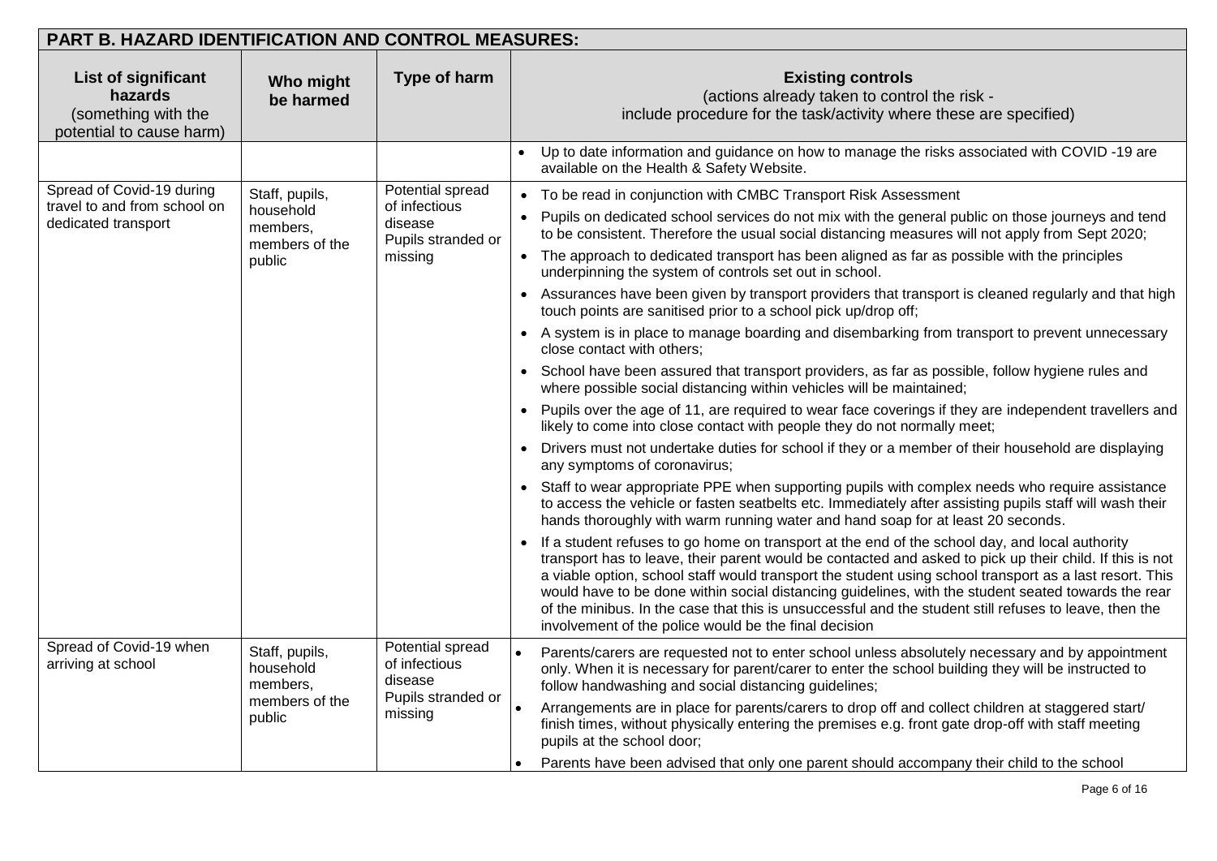## PART B. HAZARD IDENTIFICATION AND CONTROL MEASURES:

| List of significant hazards (something with the potential to cause harm) | Who might be harmed | Type of harm | Existing controls (actions already taken to control the risk - include procedure for the task/activity where these are specified) |
|---|---|---|---|
| | | | • Up to date information and guidance on how to manage the risks associated with COVID -19 are available on the Health & Safety Website. |
| Spread of Covid-19 during travel to and from school on dedicated transport | Staff, pupils, household members, members of the public | Potential spread of infectious disease Pupils stranded or missing | • To be read in conjunction with CMBC Transport Risk Assessment<br>• Pupils on dedicated school services do not mix with the general public on those journeys and tend to be consistent. Therefore the usual social distancing measures will not apply from Sept 2020;<br>• The approach to dedicated transport has been aligned as far as possible with the principles underpinning the system of controls set out in school.<br>• Assurances have been given by transport providers that transport is cleaned regularly and that high touch points are sanitised prior to a school pick up/drop off;<br>• A system is in place to manage boarding and disembarking from transport to prevent unnecessary close contact with others;<br>• School have been assured that transport providers, as far as possible, follow hygiene rules and where possible social distancing within vehicles will be maintained;<br>• Pupils over the age of 11, are required to wear face coverings if they are independent travellers and likely to come into close contact with people they do not normally meet;<br>• Drivers must not undertake duties for school if they or a member of their household are displaying any symptoms of coronavirus;<br>• Staff to wear appropriate PPE when supporting pupils with complex needs who require assistance to access the vehicle or fasten seatbelts etc. Immediately after assisting pupils staff will wash their hands thoroughly with warm running water and hand soap for at least 20 seconds.<br>• If a student refuses to go home on transport at the end of the school day, and local authority transport has to leave, their parent would be contacted and asked to pick up their child. If this is not a viable option, school staff would transport the student using school transport as a last resort. This would have to be done within social distancing guidelines, with the student seated towards the rear of the minibus. In the case that this is unsuccessful and the student still refuses to leave, then the involvement of the police would be the final decision |
| Spread of Covid-19 when arriving at school | Staff, pupils, household members, members of the public | Potential spread of infectious disease Pupils stranded or missing | • Parents/carers are requested not to enter school unless absolutely necessary and by appointment only. When it is necessary for parent/carer to enter the school building they will be instructed to follow handwashing and social distancing guidelines;<br>• Arrangements are in place for parents/carers to drop off and collect children at staggered start/ finish times, without physically entering the premises e.g. front gate drop-off with staff meeting pupils at the school door;<br>• Parents have been advised that only one parent should accompany their child to the school |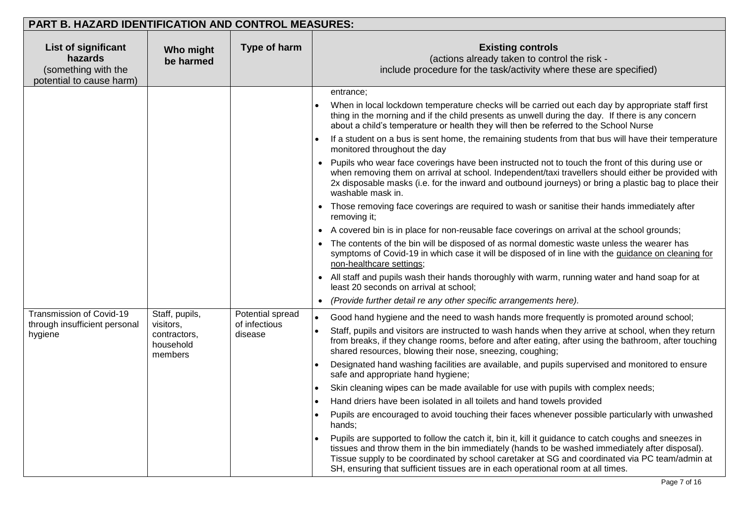## PART B. HAZARD IDENTIFICATION AND CONTROL MEASURES:

| List of significant hazards (something with the potential to cause harm) | Who might be harmed | Type of harm | Existing controls (actions already taken to control the risk - include procedure for the task/activity where these are specified) |
|---|---|---|---|
| | | | entrance;<br>• When in local lockdown temperature checks will be carried out each day by appropriate staff first thing in the morning and if the child presents as unwell during the day. If there is any concern about a child's temperature or health they will then be referred to the School Nurse<br>• If a student on a bus is sent home, the remaining students from that bus will have their temperature monitored throughout the day<br>• Pupils who wear face coverings have been instructed not to touch the front of this during use or when removing them on arrival at school. Independent/taxi travellers should either be provided with 2x disposable masks (i.e. for the inward and outbound journeys) or bring a plastic bag to place their washable mask in.<br>• Those removing face coverings are required to wash or sanitise their hands immediately after removing it;<br>• A covered bin is in place for non-reusable face coverings on arrival at the school grounds;<br>• The contents of the bin will be disposed of as normal domestic waste unless the wearer has symptoms of Covid-19 in which case it will be disposed of in line with the guidance on cleaning for non-healthcare settings;<br>• All staff and pupils wash their hands thoroughly with warm, running water and hand soap for at least 20 seconds on arrival at school;<br>• *(Provide further detail re any other specific arrangements here).* |
| Transmission of Covid-19 through insufficient personal hygiene | Staff, pupils, visitors, contractors, household members | Potential spread of infectious disease | • Good hand hygiene and the need to wash hands more frequently is promoted around school;<br>• Staff, pupils and visitors are instructed to wash hands when they arrive at school, when they return from breaks, if they change rooms, before and after eating, after using the bathroom, after touching shared resources, blowing their nose, sneezing, coughing;<br>• Designated hand washing facilities are available, and pupils supervised and monitored to ensure safe and appropriate hand hygiene;<br>• Skin cleaning wipes can be made available for use with pupils with complex needs;<br>• Hand driers have been isolated in all toilets and hand towels provided<br>• Pupils are encouraged to avoid touching their faces whenever possible particularly with unwashed hands;<br>• Pupils are supported to follow the catch it, bin it, kill it guidance to catch coughs and sneezes in tissues and throw them in the bin immediately (hands to be washed immediately after disposal). Tissue supply to be coordinated by school caretaker at SG and coordinated via PC team/admin at SH, ensuring that sufficient tissues are in each operational room at all times. |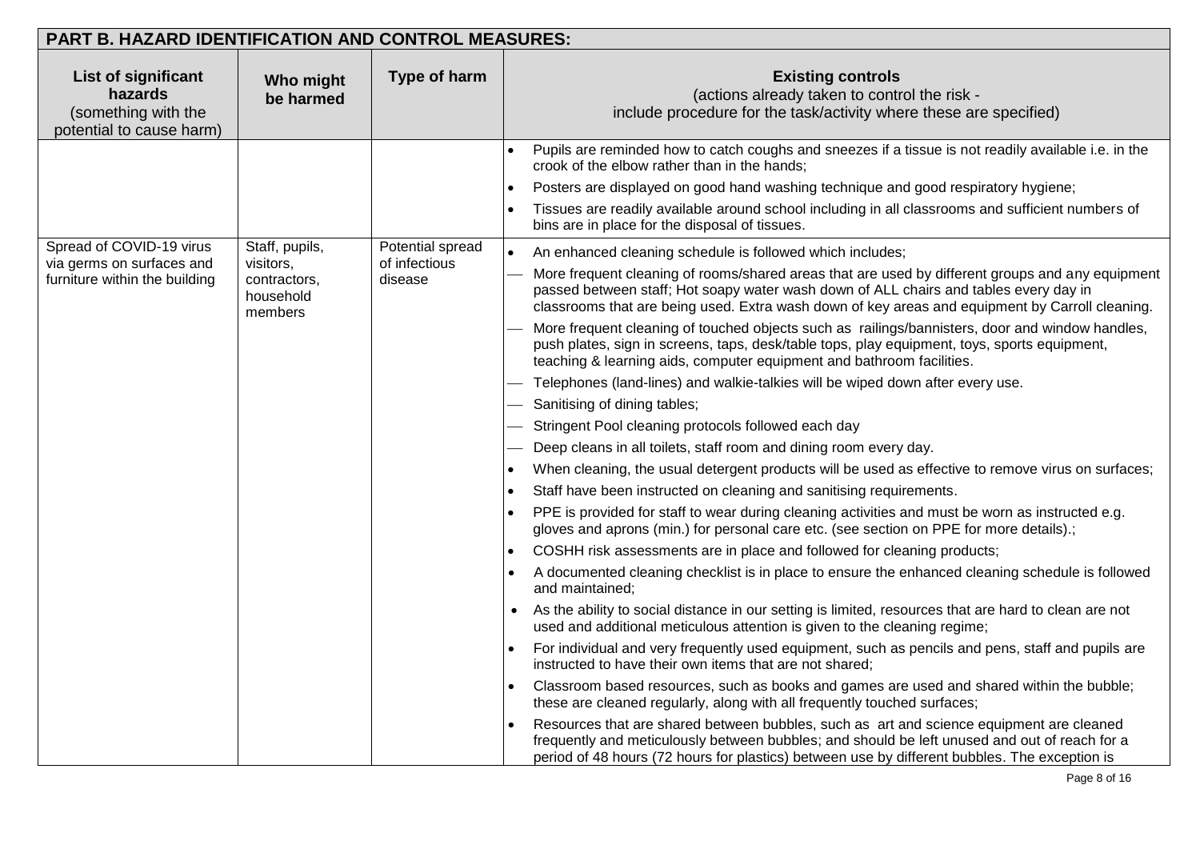## PART B. HAZARD IDENTIFICATION AND CONTROL MEASURES:

| List of significant hazards (something with the potential to cause harm) | Who might be harmed | Type of harm | Existing controls (actions already taken to control the risk - include procedure for the task/activity where these are specified) |
|---|---|---|---|
| | | | • Pupils are reminded how to catch coughs and sneezes if a tissue is not readily available i.e. in the crook of the elbow rather than in the hands;<br>• Posters are displayed on good hand washing technique and good respiratory hygiene;<br>• Tissues are readily available around school including in all classrooms and sufficient numbers of bins are in place for the disposal of tissues. |
| Spread of COVID-19 virus via germs on surfaces and furniture within the building | Staff, pupils, visitors, contractors, household members | Potential spread of infectious disease | • An enhanced cleaning schedule is followed which includes;<br>— More frequent cleaning of rooms/shared areas that are used by different groups and any equipment passed between staff; Hot soapy water wash down of ALL chairs and tables every day in classrooms that are being used. Extra wash down of key areas and equipment by Carroll cleaning.<br>— More frequent cleaning of touched objects such as railings/bannisters, door and window handles, push plates, sign in screens, taps, desk/table tops, play equipment, toys, sports equipment, teaching & learning aids, computer equipment and bathroom facilities.<br>— Telephones (land-lines) and walkie-talkies will be wiped down after every use.<br>— Sanitising of dining tables;<br>— Stringent Pool cleaning protocols followed each day<br>— Deep cleans in all toilets, staff room and dining room every day.<br>• When cleaning, the usual detergent products will be used as effective to remove virus on surfaces;<br>• Staff have been instructed on cleaning and sanitising requirements.<br>• PPE is provided for staff to wear during cleaning activities and must be worn as instructed e.g. gloves and aprons (min.) for personal care etc. (see section on PPE for more details).;<br>• COSHH risk assessments are in place and followed for cleaning products;<br>• A documented cleaning checklist is in place to ensure the enhanced cleaning schedule is followed and maintained;<br>• As the ability to social distance in our setting is limited, resources that are hard to clean are not used and additional meticulous attention is given to the cleaning regime;<br>• For individual and very frequently used equipment, such as pencils and pens, staff and pupils are instructed to have their own items that are not shared;<br>• Classroom based resources, such as books and games are used and shared within the bubble; these are cleaned regularly, along with all frequently touched surfaces;<br>• Resources that are shared between bubbles, such as art and science equipment are cleaned frequently and meticulously between bubbles; and should be left unused and out of reach for a period of 48 hours (72 hours for plastics) between use by different bubbles. The exception is |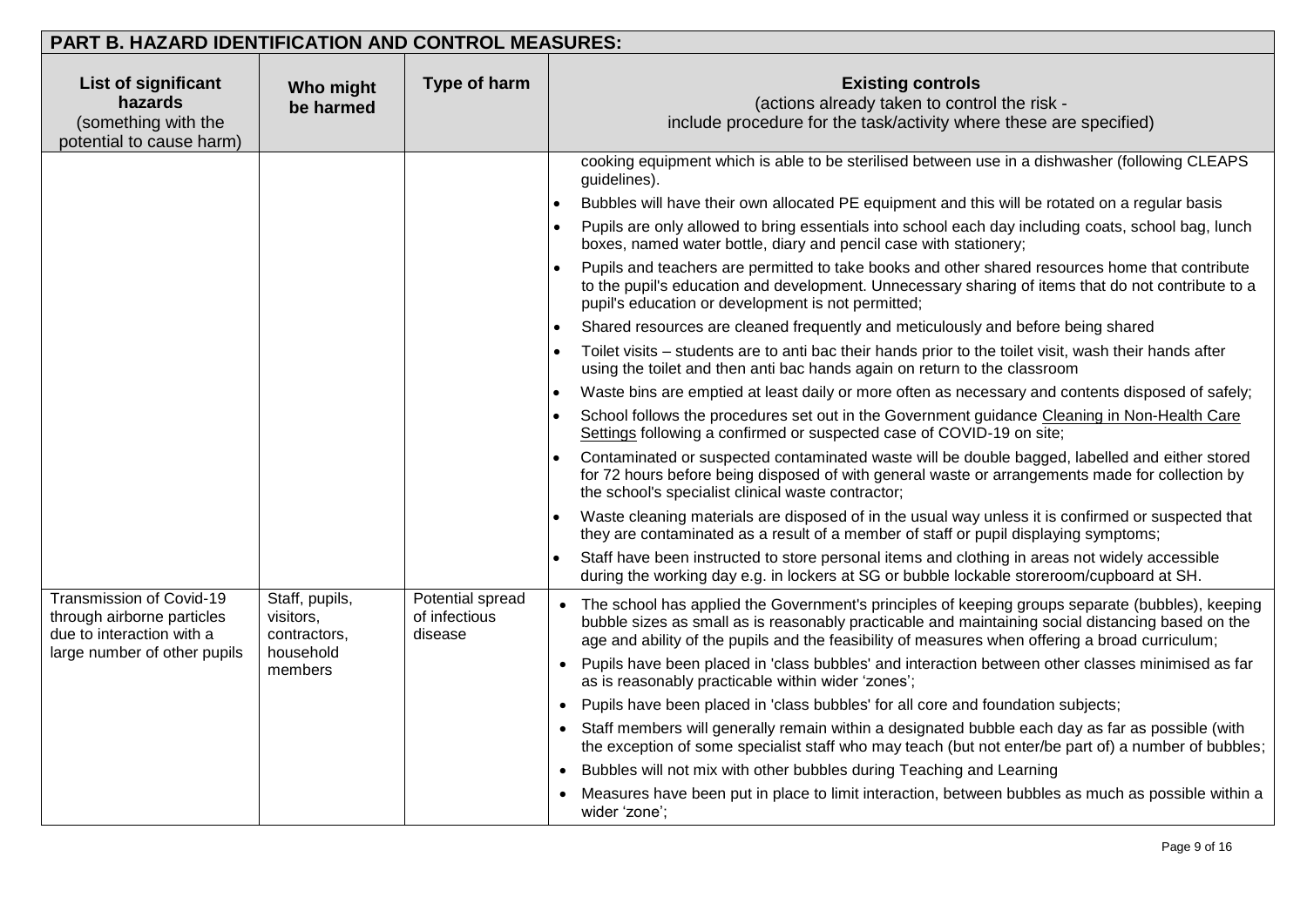## PART B. HAZARD IDENTIFICATION AND CONTROL MEASURES:

| List of significant hazards (something with the potential to cause harm) | Who might be harmed | Type of harm | Existing controls (actions already taken to control the risk - include procedure for the task/activity where these are specified) |
|---|---|---|---|
| | | | cooking equipment which is able to be sterilised between use in a dishwasher (following CLEAPS guidelines).<br>• Bubbles will have their own allocated PE equipment and this will be rotated on a regular basis<br>• Pupils are only allowed to bring essentials into school each day including coats, school bag, lunch boxes, named water bottle, diary and pencil case with stationery;<br>• Pupils and teachers are permitted to take books and other shared resources home that contribute to the pupil's education and development. Unnecessary sharing of items that do not contribute to a pupil's education or development is not permitted;<br>• Shared resources are cleaned frequently and meticulously and before being shared<br>• Toilet visits – students are to anti bac their hands prior to the toilet visit, wash their hands after using the toilet and then anti bac hands again on return to the classroom<br>• Waste bins are emptied at least daily or more often as necessary and contents disposed of safely;<br>• School follows the procedures set out in the Government guidance Cleaning in Non-Health Care Settings following a confirmed or suspected case of COVID-19 on site;<br>• Contaminated or suspected contaminated waste will be double bagged, labelled and either stored for 72 hours before being disposed of with general waste or arrangements made for collection by the school's specialist clinical waste contractor;<br>• Waste cleaning materials are disposed of in the usual way unless it is confirmed or suspected that they are contaminated as a result of a member of staff or pupil displaying symptoms;<br>• Staff have been instructed to store personal items and clothing in areas not widely accessible during the working day e.g. in lockers at SG or bubble lockable storeroom/cupboard at SH. |
| Transmission of Covid-19 through airborne particles due to interaction with a large number of other pupils | Staff, pupils, visitors, contractors, household members | Potential spread of infectious disease | • The school has applied the Government's principles of keeping groups separate (bubbles), keeping bubble sizes as small as is reasonably practicable and maintaining social distancing based on the age and ability of the pupils and the feasibility of measures when offering a broad curriculum;<br>• Pupils have been placed in 'class bubbles' and interaction between other classes minimised as far as is reasonably practicable within wider 'zones';<br>• Pupils have been placed in 'class bubbles' for all core and foundation subjects;<br>• Staff members will generally remain within a designated bubble each day as far as possible (with the exception of some specialist staff who may teach (but not enter/be part of) a number of bubbles;<br>• Bubbles will not mix with other bubbles during Teaching and Learning<br>• Measures have been put in place to limit interaction, between bubbles as much as possible within a wider 'zone'; |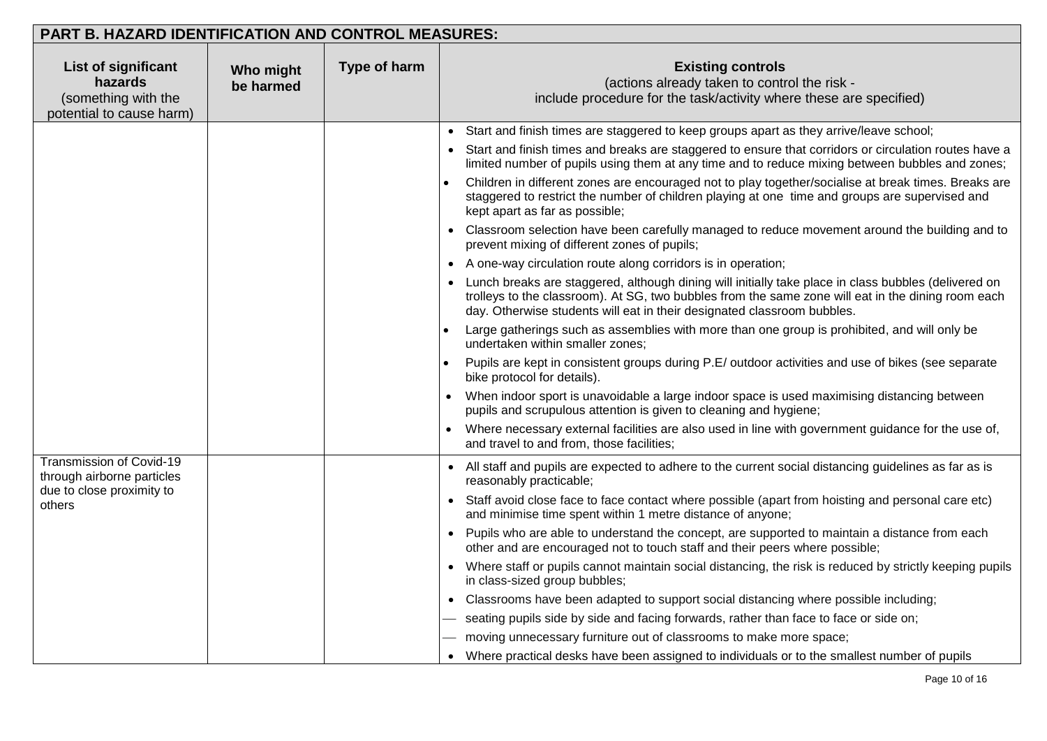## PART B. HAZARD IDENTIFICATION AND CONTROL MEASURES:

| **List of significant hazards** (something with the potential to cause harm) | **Who might be harmed** | **Type of harm** | **Existing controls** (actions already taken to control the risk - include procedure for the task/activity where these are specified) |
|---|---|---|---|
| | | | • Start and finish times are staggered to keep groups apart as they arrive/leave school;<br>• Start and finish times and breaks are staggered to ensure that corridors or circulation routes have a limited number of pupils using them at any time and to reduce mixing between bubbles and zones;<br>• Children in different zones are encouraged not to play together/socialise at break times. Breaks are staggered to restrict the number of children playing at one time and groups are supervised and kept apart as far as possible;<br>• Classroom selection have been carefully managed to reduce movement around the building and to prevent mixing of different zones of pupils;<br>• A one-way circulation route along corridors is in operation;<br>• Lunch breaks are staggered, although dining will initially take place in class bubbles (delivered on trolleys to the classroom). At SG, two bubbles from the same zone will eat in the dining room each day. Otherwise students will eat in their designated classroom bubbles.<br>• Large gatherings such as assemblies with more than one group is prohibited, and will only be undertaken within smaller zones;<br>• Pupils are kept in consistent groups during P.E/ outdoor activities and use of bikes (see separate bike protocol for details).<br>• When indoor sport is unavoidable a large indoor space is used maximising distancing between pupils and scrupulous attention is given to cleaning and hygiene;<br>• Where necessary external facilities are also used in line with government guidance for the use of, and travel to and from, those facilities; |
| Transmission of Covid-19 through airborne particles due to close proximity to others | | | • All staff and pupils are expected to adhere to the current social distancing guidelines as far as is reasonably practicable;<br>• Staff avoid close face to face contact where possible (apart from hoisting and personal care etc) and minimise time spent within 1 metre distance of anyone;<br>• Pupils who are able to understand the concept, are supported to maintain a distance from each other and are encouraged not to touch staff and their peers where possible;<br>• Where staff or pupils cannot maintain social distancing, the risk is reduced by strictly keeping pupils in class-sized group bubbles;<br>• Classrooms have been adapted to support social distancing where possible including;<br>— seating pupils side by side and facing forwards, rather than face to face or side on;<br>— moving unnecessary furniture out of classrooms to make more space;<br>• Where practical desks have been assigned to individuals or to the smallest number of pupils |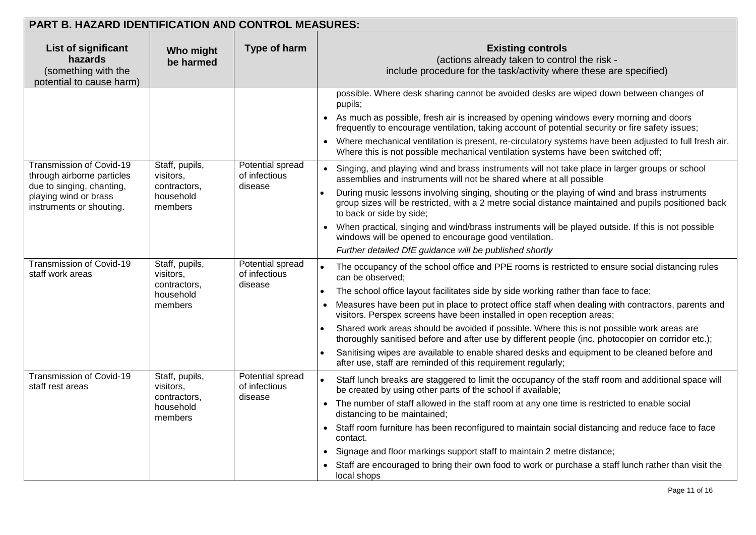## PART B. HAZARD IDENTIFICATION AND CONTROL MEASURES:

| List of significant hazards (something with the potential to cause harm) | Who might be harmed | Type of harm | Existing controls (actions already taken to control the risk - include procedure for the task/activity where these are specified) |
|---|---|---|---|
| | | | possible. Where desk sharing cannot be avoided desks are wiped down between changes of pupils;<br>• As much as possible, fresh air is increased by opening windows every morning and doors frequently to encourage ventilation, taking account of potential security or fire safety issues;<br>• Where mechanical ventilation is present, re-circulatory systems have been adjusted to full fresh air. Where this is not possible mechanical ventilation systems have been switched off; |
| Transmission of Covid-19 through airborne particles due to singing, chanting, playing wind or brass instruments or shouting. | Staff, pupils, visitors, contractors, household members | Potential spread of infectious disease | • Singing, and playing wind and brass instruments will not take place in larger groups or school assemblies and instruments will not be shared where at all possible<br>• During music lessons involving singing, shouting or the playing of wind and brass instruments group sizes will be restricted, with a 2 metre social distance maintained and pupils positioned back to back or side by side;<br>• When practical, singing and wind/brass instruments will be played outside. If this is not possible windows will be opened to encourage good ventilation.<br>*Further detailed DfE guidance will be published shortly* |
| Transmission of Covid-19 staff work areas | Staff, pupils, visitors, contractors, household members | Potential spread of infectious disease | • The occupancy of the school office and PPE rooms is restricted to ensure social distancing rules can be observed;<br>• The school office layout facilitates side by side working rather than face to face;<br>• Measures have been put in place to protect office staff when dealing with contractors, parents and visitors. Perspex screens have been installed in open reception areas;<br>• Shared work areas should be avoided if possible. Where this is not possible work areas are thoroughly sanitised before and after use by different people (inc. photocopier on corridor etc.);<br>• Sanitising wipes are available to enable shared desks and equipment to be cleaned before and after use, staff are reminded of this requirement regularly; |
| Transmission of Covid-19 staff rest areas | Staff, pupils, visitors, contractors, household members | Potential spread of infectious disease | • Staff lunch breaks are staggered to limit the occupancy of the staff room and additional space will be created by using other parts of the school if available;<br>• The number of staff allowed in the staff room at any one time is restricted to enable social distancing to be maintained;<br>• Staff room furniture has been reconfigured to maintain social distancing and reduce face to face contact.<br>• Signage and floor markings support staff to maintain 2 metre distance;<br>• Staff are encouraged to bring their own food to work or purchase a staff lunch rather than visit the local shops |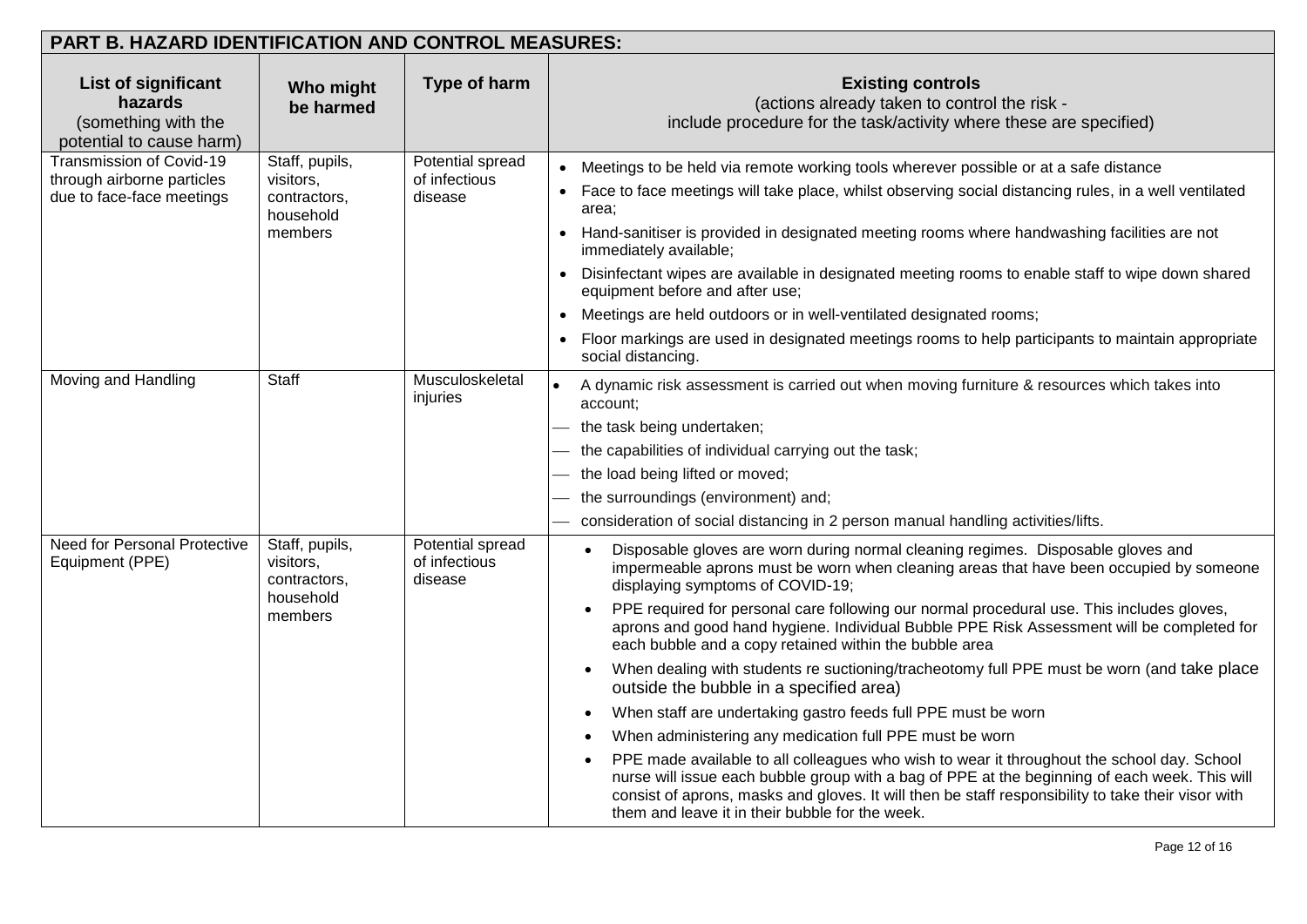## PART B. HAZARD IDENTIFICATION AND CONTROL MEASURES:

| **List of significant hazards** (something with the potential to cause harm) | **Who might be harmed** | **Type of harm** | **Existing controls** (actions already taken to control the risk - include procedure for the task/activity where these are specified) |
|---|---|---|---|
| Transmission of Covid-19 through airborne particles due to face-face meetings | Staff, pupils, visitors, contractors, household members | Potential spread of infectious disease | • Meetings to be held via remote working tools wherever possible or at a safe distance<br>• Face to face meetings will take place, whilst observing social distancing rules, in a well ventilated area;<br>• Hand-sanitiser is provided in designated meeting rooms where handwashing facilities are not immediately available;<br>• Disinfectant wipes are available in designated meeting rooms to enable staff to wipe down shared equipment before and after use;<br>• Meetings are held outdoors or in well-ventilated designated rooms;<br>• Floor markings are used in designated meetings rooms to help participants to maintain appropriate social distancing. |
| Moving and Handling | Staff | Musculoskeletal injuries | • A dynamic risk assessment is carried out when moving furniture & resources which takes into account;<br>— the task being undertaken;<br>— the capabilities of individual carrying out the task;<br>— the load being lifted or moved;<br>— the surroundings (environment) and;<br>— consideration of social distancing in 2 person manual handling activities/lifts. |
| Need for Personal Protective Equipment (PPE) | Staff, pupils, visitors, contractors, household members | Potential spread of infectious disease | • Disposable gloves are worn during normal cleaning regimes. Disposable gloves and impermeable aprons must be worn when cleaning areas that have been occupied by someone displaying symptoms of COVID-19;<br>• PPE required for personal care following our normal procedural use. This includes gloves, aprons and good hand hygiene. Individual Bubble PPE Risk Assessment will be completed for each bubble and a copy retained within the bubble area<br>• When dealing with students re suctioning/tracheotomy full PPE must be worn (and take place outside the bubble in a specified area)<br>• When staff are undertaking gastro feeds full PPE must be worn<br>• When administering any medication full PPE must be worn<br>• PPE made available to all colleagues who wish to wear it throughout the school day. School nurse will issue each bubble group with a bag of PPE at the beginning of each week. This will consist of aprons, masks and gloves. It will then be staff responsibility to take their visor with them and leave it in their bubble for the week. |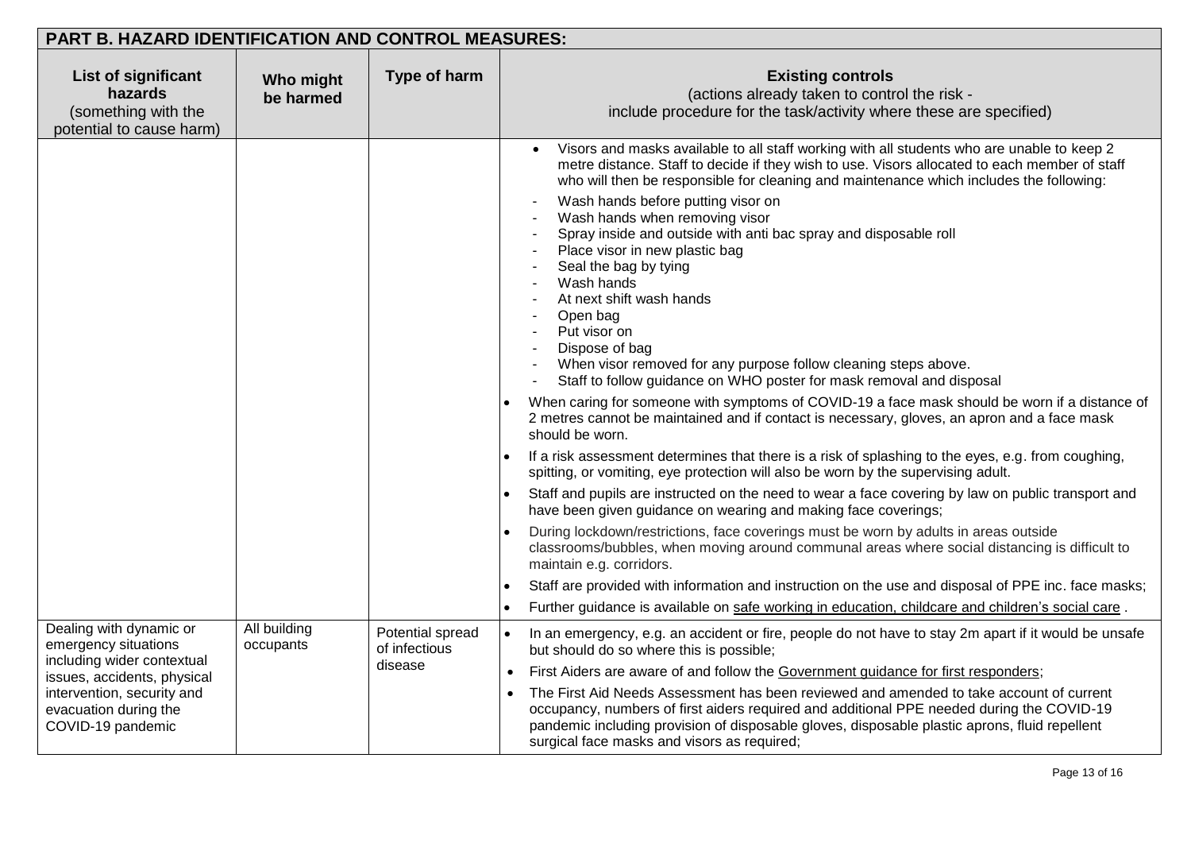## PART B. HAZARD IDENTIFICATION AND CONTROL MEASURES:

| List of significant hazards (something with the potential to cause harm) | Who might be harmed | Type of harm | Existing controls (actions already taken to control the risk - include procedure for the task/activity where these are specified) |
|---|---|---|---|
| | | | • Visors and masks available to all staff working with all students who are unable to keep 2 metre distance. Staff to decide if they wish to use. Visors allocated to each member of staff who will then be responsible for cleaning and maintenance which includes the following:<br>- Wash hands before putting visor on<br>- Wash hands when removing visor<br>- Spray inside and outside with anti bac spray and disposable roll<br>- Place visor in new plastic bag<br>- Seal the bag by tying<br>- Wash hands<br>- At next shift wash hands<br>- Open bag<br>- Put visor on<br>- Dispose of bag<br>- When visor removed for any purpose follow cleaning steps above.<br>- Staff to follow guidance on WHO poster for mask removal and disposal<br>• When caring for someone with symptoms of COVID-19 a face mask should be worn if a distance of 2 metres cannot be maintained and if contact is necessary, gloves, an apron and a face mask should be worn.<br>• If a risk assessment determines that there is a risk of splashing to the eyes, e.g. from coughing, spitting, or vomiting, eye protection will also be worn by the supervising adult.<br>• Staff and pupils are instructed on the need to wear a face covering by law on public transport and have been given guidance on wearing and making face coverings;<br>• During lockdown/restrictions, face coverings must be worn by adults in areas outside classrooms/bubbles, when moving around communal areas where social distancing is difficult to maintain e.g. corridors.<br>• Staff are provided with information and instruction on the use and disposal of PPE inc. face masks;<br>• Further guidance is available on safe working in education, childcare and children's social care . |
| Dealing with dynamic or emergency situations including wider contextual issues, accidents, physical intervention, security and evacuation during the COVID-19 pandemic | All building occupants | Potential spread of infectious disease | • In an emergency, e.g. an accident or fire, people do not have to stay 2m apart if it would be unsafe but should do so where this is possible;<br>• First Aiders are aware of and follow the Government guidance for first responders;<br>• The First Aid Needs Assessment has been reviewed and amended to take account of current occupancy, numbers of first aiders required and additional PPE needed during the COVID-19 pandemic including provision of disposable gloves, disposable plastic aprons, fluid repellent surgical face masks and visors as required; |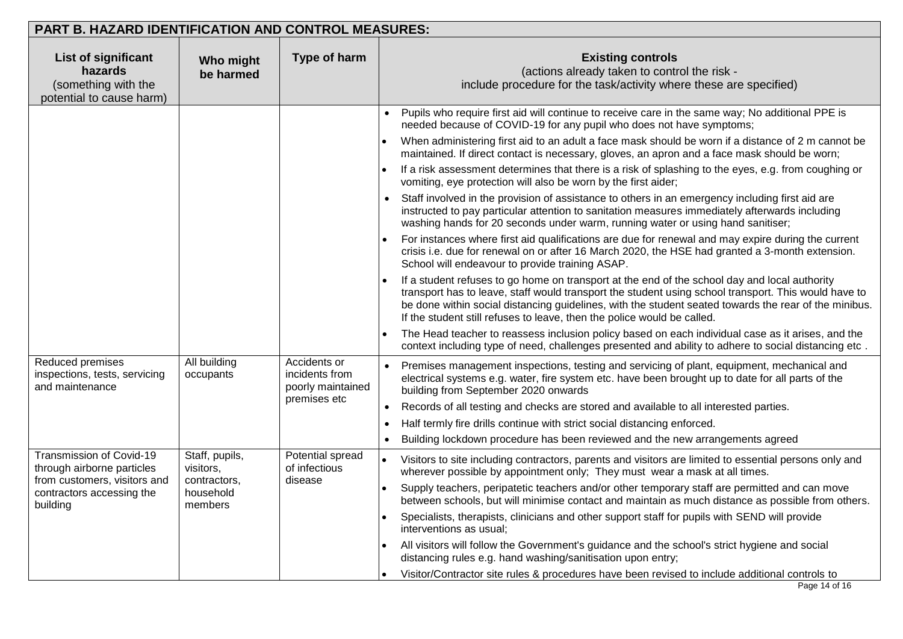## PART B. HAZARD IDENTIFICATION AND CONTROL MEASURES:

| List of significant hazards (something with the potential to cause harm) | Who might be harmed | Type of harm | Existing controls (actions already taken to control the risk - include procedure for the task/activity where these are specified) |
|---|---|---|---|
| | | | • Pupils who require first aid will continue to receive care in the same way; No additional PPE is needed because of COVID-19 for any pupil who does not have symptoms;<br>• When administering first aid to an adult a face mask should be worn if a distance of 2 m cannot be maintained. If direct contact is necessary, gloves, an apron and a face mask should be worn;<br>• If a risk assessment determines that there is a risk of splashing to the eyes, e.g. from coughing or vomiting, eye protection will also be worn by the first aider;<br>• Staff involved in the provision of assistance to others in an emergency including first aid are instructed to pay particular attention to sanitation measures immediately afterwards including washing hands for 20 seconds under warm, running water or using hand sanitiser;<br>• For instances where first aid qualifications are due for renewal and may expire during the current crisis i.e. due for renewal on or after 16 March 2020, the HSE had granted a 3-month extension. School will endeavour to provide training ASAP.<br>• If a student refuses to go home on transport at the end of the school day and local authority transport has to leave, staff would transport the student using school transport. This would have to be done within social distancing guidelines, with the student seated towards the rear of the minibus. If the student still refuses to leave, then the police would be called.<br>• The Head teacher to reassess inclusion policy based on each individual case as it arises, and the context including type of need, challenges presented and ability to adhere to social distancing etc . |
| Reduced premises inspections, tests, servicing and maintenance | All building occupants | Accidents or incidents from poorly maintained premises etc | • Premises management inspections, testing and servicing of plant, equipment, mechanical and electrical systems e.g. water, fire system etc. have been brought up to date for all parts of the building from September 2020 onwards<br>• Records of all testing and checks are stored and available to all interested parties.<br>• Half termly fire drills continue with strict social distancing enforced.<br>• Building lockdown procedure has been reviewed and the new arrangements agreed |
| Transmission of Covid-19 through airborne particles from customers, visitors and contractors accessing the building | Staff, pupils, visitors, contractors, household members | Potential spread of infectious disease | • Visitors to site including contractors, parents and visitors are limited to essential persons only and wherever possible by appointment only; They must wear a mask at all times.<br>• Supply teachers, peripatetic teachers and/or other temporary staff are permitted and can move between schools, but will minimise contact and maintain as much distance as possible from others.<br>• Specialists, therapists, clinicians and other support staff for pupils with SEND will provide interventions as usual;<br>• All visitors will follow the Government's guidance and the school's strict hygiene and social distancing rules e.g. hand washing/sanitisation upon entry;<br>• Visitor/Contractor site rules & procedures have been revised to include additional controls to |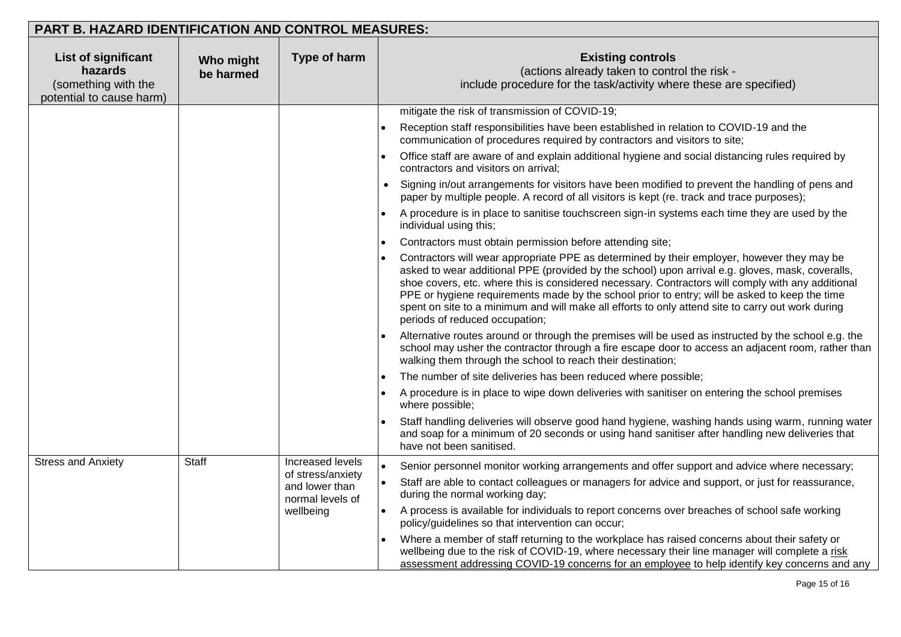## PART B. HAZARD IDENTIFICATION AND CONTROL MEASURES:

| List of significant hazards (something with the potential to cause harm) | Who might be harmed | Type of harm | Existing controls (actions already taken to control the risk - include procedure for the task/activity where these are specified) |
|---|---|---|---|
| | | | mitigate the risk of transmission of COVID-19;<br>• Reception staff responsibilities have been established in relation to COVID-19 and the communication of procedures required by contractors and visitors to site;<br>• Office staff are aware of and explain additional hygiene and social distancing rules required by contractors and visitors on arrival;<br>• Signing in/out arrangements for visitors have been modified to prevent the handling of pens and paper by multiple people. A record of all visitors is kept (re. track and trace purposes);<br>• A procedure is in place to sanitise touchscreen sign-in systems each time they are used by the individual using this;<br>• Contractors must obtain permission before attending site;<br>• Contractors will wear appropriate PPE as determined by their employer, however they may be asked to wear additional PPE (provided by the school) upon arrival e.g. gloves, mask, coveralls, shoe covers, etc. where this is considered necessary. Contractors will comply with any additional PPE or hygiene requirements made by the school prior to entry; will be asked to keep the time spent on site to a minimum and will make all efforts to only attend site to carry out work during periods of reduced occupation;<br>• Alternative routes around or through the premises will be used as instructed by the school e.g. the school may usher the contractor through a fire escape door to access an adjacent room, rather than walking them through the school to reach their destination;<br>• The number of site deliveries has been reduced where possible;<br>• A procedure is in place to wipe down deliveries with sanitiser on entering the school premises where possible;<br>• Staff handling deliveries will observe good hand hygiene, washing hands using warm, running water and soap for a minimum of 20 seconds or using hand sanitiser after handling new deliveries that have not been sanitised. |
| Stress and Anxiety | Staff | Increased levels of stress/anxiety and lower than normal levels of wellbeing | • Senior personnel monitor working arrangements and offer support and advice where necessary;<br>• Staff are able to contact colleagues or managers for advice and support, or just for reassurance, during the normal working day;<br>• A process is available for individuals to report concerns over breaches of school safe working policy/guidelines so that intervention can occur;<br>• Where a member of staff returning to the workplace has raised concerns about their safety or wellbeing due to the risk of COVID-19, where necessary their line manager will complete a risk assessment addressing COVID-19 concerns for an employee to help identify key concerns and any |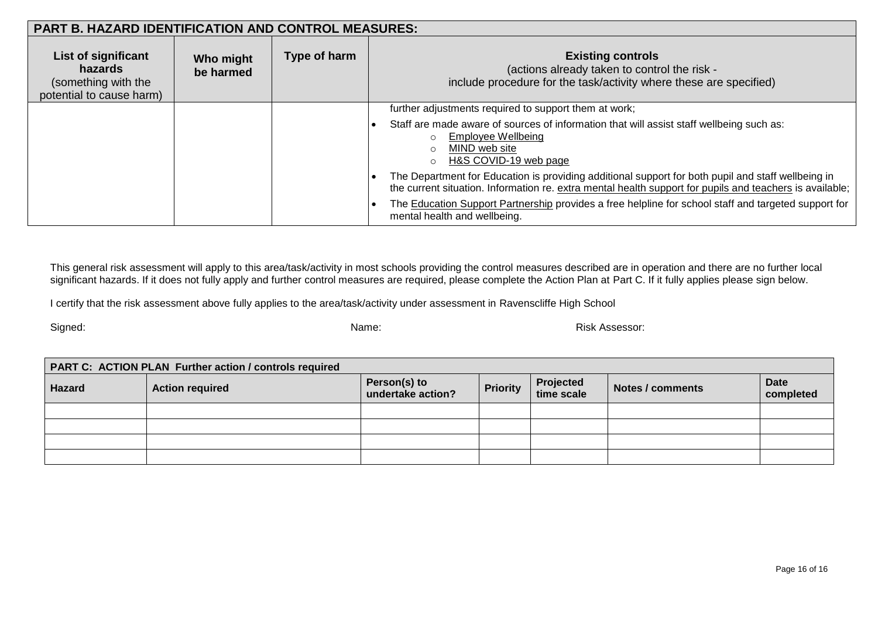## PART B. HAZARD IDENTIFICATION AND CONTROL MEASURES:

| List of significant hazards (something with the potential to cause harm) | Who might be harmed | Type of harm | Existing controls (actions already taken to control the risk - include procedure for the task/activity where these are specified) |
|---|---|---|---|
| | | | further adjustments required to support them at work;<br>• Staff are made aware of sources of information that will assist staff wellbeing such as:<br>  ○ Employee Wellbeing<br>  ○ MIND web site<br>  ○ H&S COVID-19 web page<br>• The Department for Education is providing additional support for both pupil and staff wellbeing in the current situation. Information re. extra mental health support for pupils and teachers is available;<br>• The Education Support Partnership provides a free helpline for school staff and targeted support for mental health and wellbeing. |

This general risk assessment will apply to this area/task/activity in most schools providing the control measures described are in operation and there are no further local significant hazards. If it does not fully apply and further control measures are required, please complete the Action Plan at Part C. If it fully applies please sign below.

I certify that the risk assessment above fully applies to the area/task/activity under assessment in Ravenscliffe High School

Signed: Name: Risk Assessor:

## PART C: ACTION PLAN Further action / controls required

| Hazard | Action required | Person(s) to undertake action? | Priority | Projected time scale | Notes / comments | Date completed |
|---|---|---|---|---|---|---|
| | | | | | | |
| | | | | | | |
| | | | | | | |
| | | | | | | |